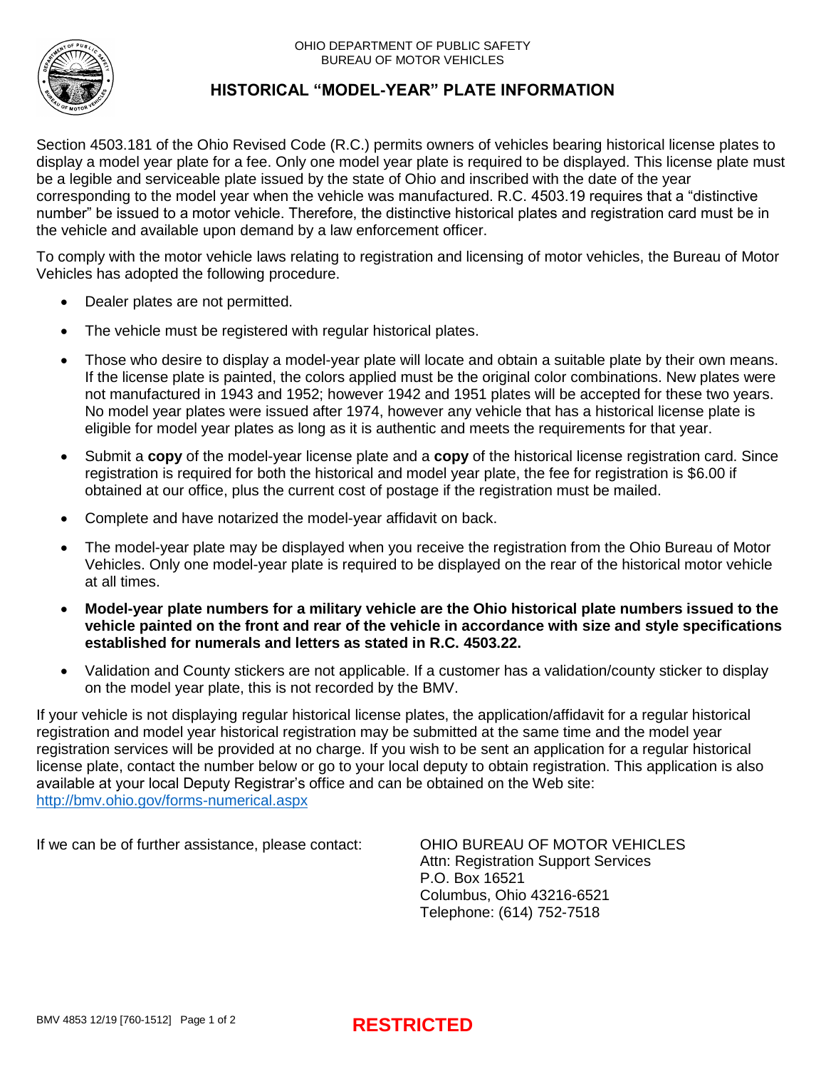OHIO DEPARTMENT OF PUBLIC SAFETY
BUREAU OF MOTOR VEHICLES

# HISTORICAL "MODEL-YEAR" PLATE INFORMATION

Section 4503.181 of the Ohio Revised Code (R.C.) permits owners of vehicles bearing historical license plates to display a model year plate for a fee. Only one model year plate is required to be displayed. This license plate must be a legible and serviceable plate issued by the state of Ohio and inscribed with the date of the year corresponding to the model year when the vehicle was manufactured. R.C. 4503.19 requires that a "distinctive number" be issued to a motor vehicle. Therefore, the distinctive historical plates and registration card must be in the vehicle and available upon demand by a law enforcement officer.

To comply with the motor vehicle laws relating to registration and licensing of motor vehicles, the Bureau of Motor Vehicles has adopted the following procedure.

- Dealer plates are not permitted.
- The vehicle must be registered with regular historical plates.
- Those who desire to display a model-year plate will locate and obtain a suitable plate by their own means. If the license plate is painted, the colors applied must be the original color combinations. New plates were not manufactured in 1943 and 1952; however 1942 and 1951 plates will be accepted for these two years. No model year plates were issued after 1974, however any vehicle that has a historical license plate is eligible for model year plates as long as it is authentic and meets the requirements for that year.
- Submit a **copy** of the model-year license plate and a **copy** of the historical license registration card. Since registration is required for both the historical and model year plate, the fee for registration is $6.00 if obtained at our office, plus the current cost of postage if the registration must be mailed.
- Complete and have notarized the model-year affidavit on back.
- The model-year plate may be displayed when you receive the registration from the Ohio Bureau of Motor Vehicles. Only one model-year plate is required to be displayed on the rear of the historical motor vehicle at all times.
- **Model-year plate numbers for a military vehicle are the Ohio historical plate numbers issued to the vehicle painted on the front and rear of the vehicle in accordance with size and style specifications established for numerals and letters as stated in R.C. 4503.22.**
- Validation and County stickers are not applicable. If a customer has a validation/county sticker to display on the model year plate, this is not recorded by the BMV.

If your vehicle is not displaying regular historical license plates, the application/affidavit for a regular historical registration and model year historical registration may be submitted at the same time and the model year registration services will be provided at no charge. If you wish to be sent an application for a regular historical license plate, contact the number below or go to your local deputy to obtain registration. This application is also available at your local Deputy Registrar's office and can be obtained on the Web site: http://bmv.ohio.gov/forms-numerical.aspx

If we can be of further assistance, please contact:

OHIO BUREAU OF MOTOR VEHICLES
Attn: Registration Support Services
P.O. Box 16521
Columbus, Ohio 43216-6521
Telephone: (614) 752-7518

BMV 4853 12/19 [760-1512]

**RESTRICTED**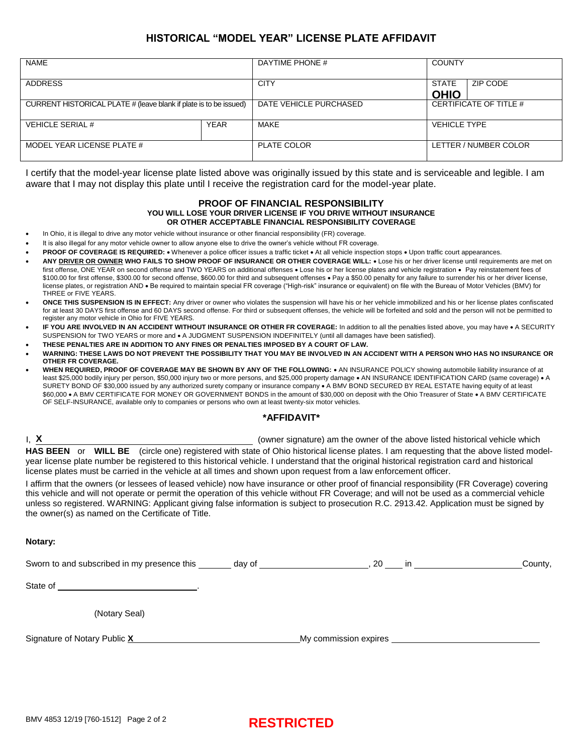# HISTORICAL "MODEL YEAR" LICENSE PLATE AFFIDAVIT

| | | | | |
|---|---|---|---|---|
| NAME | | DAYTIME PHONE # | COUNTY | |
| ADDRESS | | CITY | STATE **OHIO** | ZIP CODE |
| CURRENT HISTORICAL PLATE # (leave blank if plate is to be issued) | | DATE VEHICLE PURCHASED | CERTIFICATE OF TITLE # | |
| VEHICLE SERIAL # | YEAR | MAKE | VEHICLE TYPE | |
| MODEL YEAR LICENSE PLATE # | | PLATE COLOR | LETTER / NUMBER COLOR | |

I certify that the model-year license plate listed above was originally issued by this state and is serviceable and legible. I am aware that I may not display this plate until I receive the registration card for the model-year plate.

## PROOF OF FINANCIAL RESPONSIBILITY

**YOU WILL LOSE YOUR DRIVER LICENSE IF YOU DRIVE WITHOUT INSURANCE OR OTHER ACCEPTABLE FINANCIAL RESPONSIBILITY COVERAGE**

- In Ohio, it is illegal to drive any motor vehicle without insurance or other financial responsibility (FR) coverage.
- It is also illegal for any motor vehicle owner to allow anyone else to drive the owner's vehicle without FR coverage.
- **PROOF OF COVERAGE IS REQUIRED:** • Whenever a police officer issues a traffic ticket • At all vehicle inspection stops • Upon traffic court appearances.
- **ANY DRIVER OR OWNER WHO FAILS TO SHOW PROOF OF INSURANCE OR OTHER COVERAGE WILL:** • Lose his or her driver license until requirements are met on first offense, ONE YEAR on second offense and TWO YEARS on additional offenses • Lose his or her license plates and vehicle registration • Pay reinstatement fees of $100.00 for first offense, $300.00 for second offense, $600.00 for third and subsequent offenses • Pay a $50.00 penalty for any failure to surrender his or her driver license, license plates, or registration AND • Be required to maintain special FR coverage ("High-risk" insurance or equivalent) on file with the Bureau of Motor Vehicles (BMV) for THREE or FIVE YEARS.
- **ONCE THIS SUSPENSION IS IN EFFECT:** Any driver or owner who violates the suspension will have his or her vehicle immobilized and his or her license plates confiscated for at least 30 DAYS first offense and 60 DAYS second offense. For third or subsequent offenses, the vehicle will be forfeited and sold and the person will not be permitted to register any motor vehicle in Ohio for FIVE YEARS.
- **IF YOU ARE INVOLVED IN AN ACCIDENT WITHOUT INSURANCE OR OTHER FR COVERAGE:** In addition to all the penalties listed above, you may have • A SECURITY SUSPENSION for TWO YEARS or more and • A JUDGMENT SUSPENSION INDEFINITELY (until all damages have been satisfied).
- **THESE PENALTIES ARE IN ADDITION TO ANY FINES OR PENALTIES IMPOSED BY A COURT OF LAW.**
- **WARNING: THESE LAWS DO NOT PREVENT THE POSSIBILITY THAT YOU MAY BE INVOLVED IN AN ACCIDENT WITH A PERSON WHO HAS NO INSURANCE OR OTHER FR COVERAGE.**
- **WHEN REQUIRED, PROOF OF COVERAGE MAY BE SHOWN BY ANY OF THE FOLLOWING:** • AN INSURANCE POLICY showing automobile liability insurance of at least $25,000 bodily injury per person, $50,000 injury two or more persons, and $25,000 property damage • AN INSURANCE IDENTIFICATION CARD (same coverage) • A SURETY BOND OF $30,000 issued by any authorized surety company or insurance company • A BMV BOND SECURED BY REAL ESTATE having equity of at least $60,000 • A BMV CERTIFICATE FOR MONEY OR GOVERNMENT BONDS in the amount of $30,000 on deposit with the Ohio Treasurer of State • A BMV CERTIFICATE OF SELF-INSURANCE, available only to companies or persons who own at least twenty-six motor vehicles.

## *AFFIDAVIT*

I, **X** ________________________________ (owner signature) am the owner of the above listed historical vehicle which **HAS BEEN** or **WILL BE** (circle one) registered with state of Ohio historical license plates. I am requesting that the above listed model-year license plate number be registered to this historical vehicle. I understand that the original historical registration card and historical license plates must be carried in the vehicle at all times and shown upon request from a law enforcement officer.

I affirm that the owners (or lessees of leased vehicle) now have insurance or other proof of financial responsibility (FR Coverage) covering this vehicle and will not operate or permit the operation of this vehicle without FR Coverage; and will not be used as a commercial vehicle unless so registered. WARNING: Applicant giving false information is subject to prosecution R.C. 2913.42. Application must be signed by the owner(s) as named on the Certificate of Title.

**Notary:**

Sworn to and subscribed in my presence this ______ day of ____________________, 20 ___ in ____________________ County,

State of ____________________.

(Notary Seal)

Signature of Notary Public **X** ______________________________ My commission expires ____________________

BMV 4853 12/19 [760-1512]

**RESTRICTED**